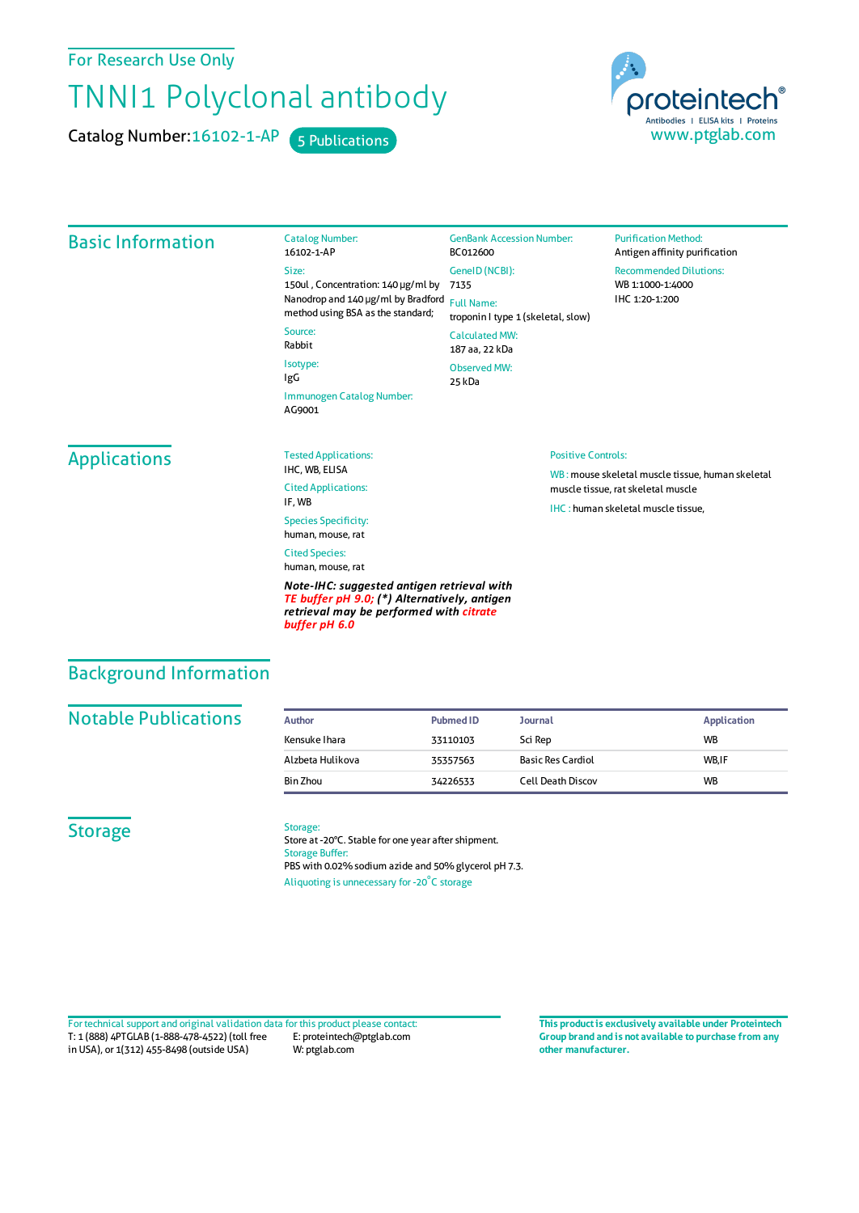For Research Use Only

# TNNI1 Polyclonal antibody

Catalog Number: 16102-1-AP    5 Publications

proteintech® Antibodies | ELISA kits | Proteins
www.ptglab.com

## Basic Information

**Catalog Number:**
16102-1-AP

**Size:**
150ul , Concentration: 140 μg/ml by Nanodrop and 140 μg/ml by Bradford method using BSA as the standard;

**Source:**
Rabbit

**Isotype:**
IgG

**Immunogen Catalog Number:**
AG9001

**GenBank Accession Number:**
BC012600

**GeneID (NCBI):**
7135

**Full Name:**
troponin I type 1 (skeletal, slow)

**Calculated MW:**
187 aa, 22 kDa

**Observed MW:**
25 kDa

**Purification Method:**
Antigen affinity purification

**Recommended Dilutions:**
WB 1:1000-1:4000
IHC 1:20-1:200

## Applications

**Tested Applications:**
IHC, WB, ELISA

**Cited Applications:**
IF, WB

**Species Specificity:**
human, mouse, rat

**Cited Species:**
human, mouse, rat

***Note-IHC: suggested antigen retrieval with TE buffer pH 9.0; (\*) Alternatively, antigen retrieval may be performed with citrate buffer pH 6.0***

**Positive Controls:**

WB : mouse skeletal muscle tissue, human skeletal muscle tissue, rat skeletal muscle

IHC : human skeletal muscle tissue,

## Background Information

## Notable Publications

| Author | Pubmed ID | Journal | Application |
|---|---|---|---|
| Kensuke Ihara | 33110103 | Sci Rep | WB |
| Alzbeta Hulikova | 35357563 | Basic Res Cardiol | WB,IF |
| Bin Zhou | 34226533 | Cell Death Discov | WB |

## Storage

**Storage:**
Store at -20°C. Stable for one year after shipment.

**Storage Buffer:**
PBS with 0.02% sodium azide and 50% glycerol pH 7.3.

Aliquoting is unnecessary for -20°C storage

For technical support and original validation data for this product please contact:
T: 1 (888) 4PTGLAB (1-888-478-4522) (toll free in USA), or 1(312) 455-8498 (outside USA)
E: proteintech@ptglab.com
W: ptglab.com

**This product is exclusively available under Proteintech Group brand and is not available to purchase from any other manufacturer.**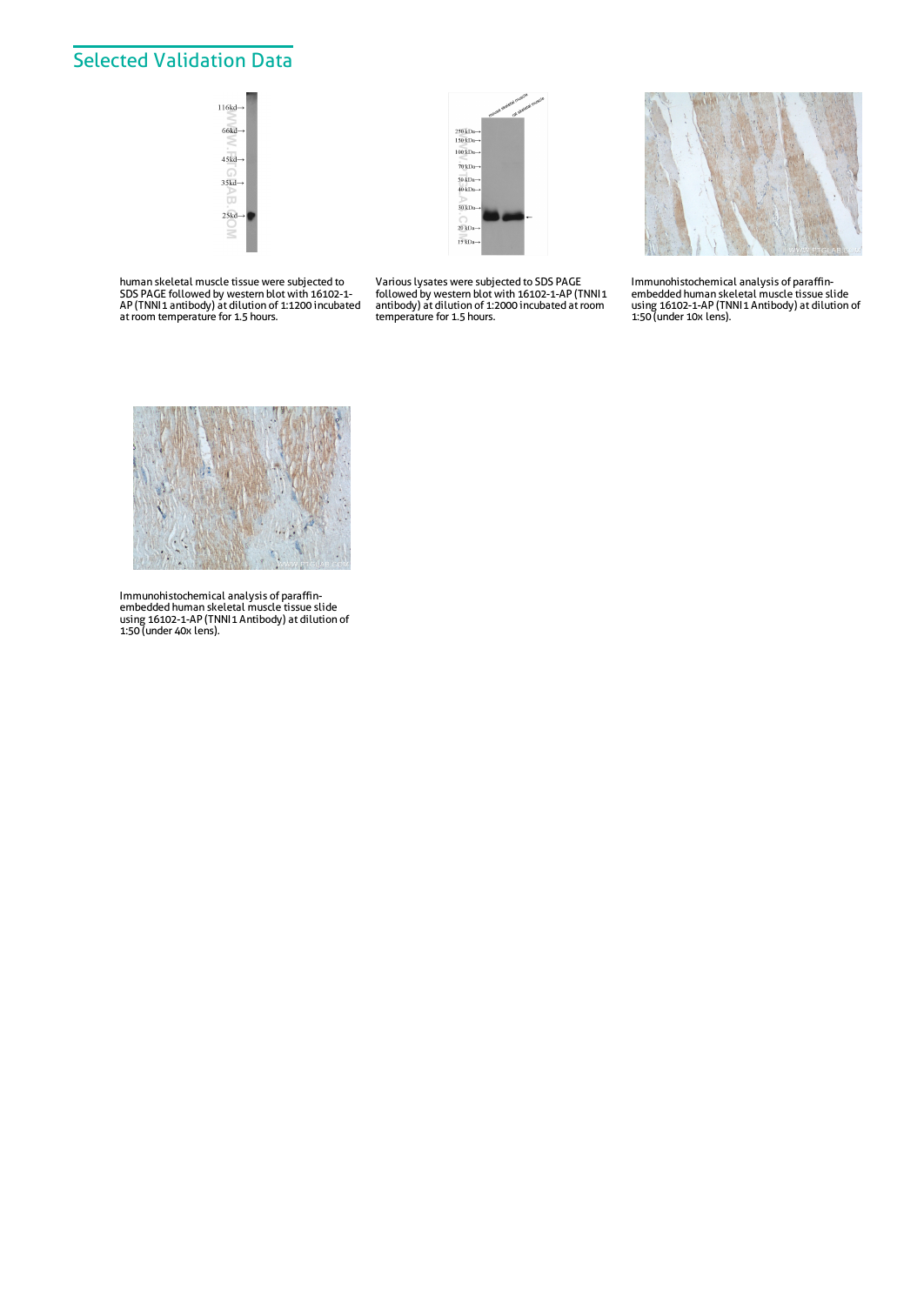## Selected Validation Data

human skeletal muscle tissue were subjected to SDS PAGE followed by western blot with 16102-1-AP (TNNI1 antibody) at dilution of 1:1200 incubated at room temperature for 1.5 hours.

Various lysates were subjected to SDS PAGE followed by western blot with 16102-1-AP (TNNI1 antibody) at dilution of 1:2000 incubated at room temperature for 1.5 hours.

Immunohistochemical analysis of paraffin-embedded human skeletal muscle tissue slide using 16102-1-AP (TNNI1 Antibody) at dilution of 1:50 (under 10x lens).

Immunohistochemical analysis of paraffin-embedded human skeletal muscle tissue slide using 16102-1-AP (TNNI1 Antibody) at dilution of 1:50 (under 40x lens).